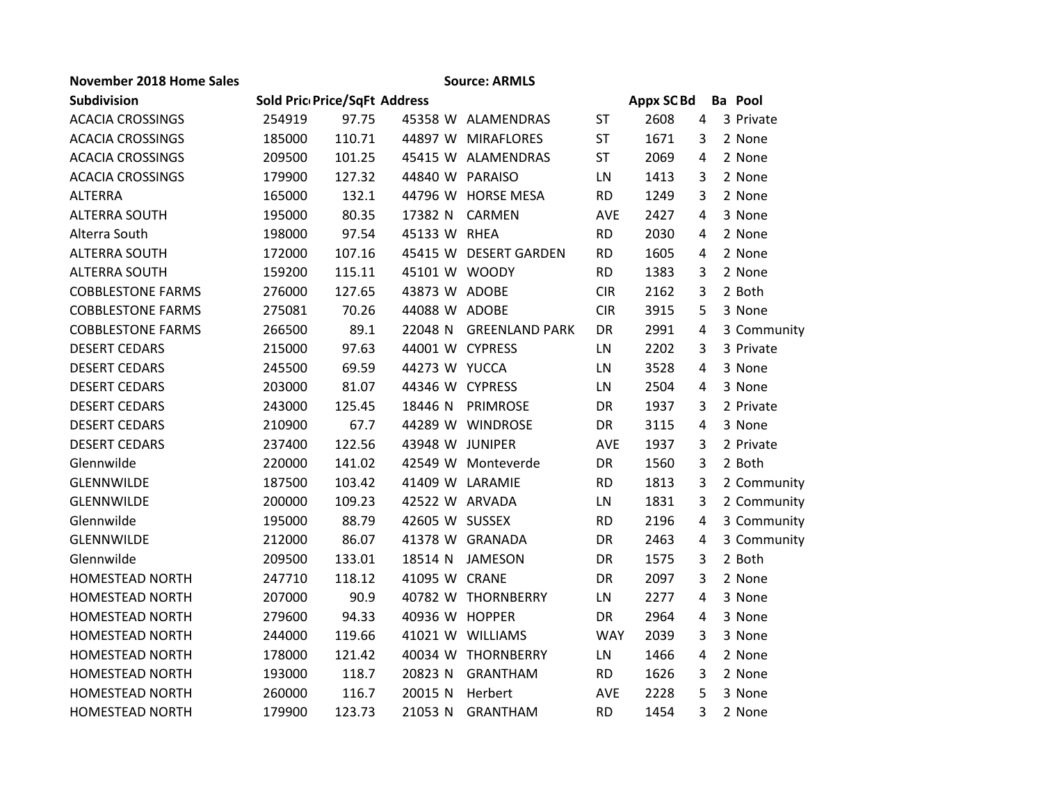**November 2018 Home Sales** **Source: ARMLS**

| Subdivision | Sold Pric | Price/SqFt | Address | | | | Appx SQ | Bd | Ba | Pool |
|---|---|---|---|---|---|---|---|---|---|---|
| ACACIA CROSSINGS | 254919 | 97.75 | 45358 | W | ALAMENDRAS | ST | 2608 | 4 | 3 | Private |
| ACACIA CROSSINGS | 185000 | 110.71 | 44897 | W | MIRAFLORES | ST | 1671 | 3 | 2 | None |
| ACACIA CROSSINGS | 209500 | 101.25 | 45415 | W | ALAMENDRAS | ST | 2069 | 4 | 2 | None |
| ACACIA CROSSINGS | 179900 | 127.32 | 44840 | W | PARAISO | LN | 1413 | 3 | 2 | None |
| ALTERRA | 165000 | 132.1 | 44796 | W | HORSE MESA | RD | 1249 | 3 | 2 | None |
| ALTERRA SOUTH | 195000 | 80.35 | 17382 | N | CARMEN | AVE | 2427 | 4 | 3 | None |
| Alterra South | 198000 | 97.54 | 45133 | W | RHEA | RD | 2030 | 4 | 2 | None |
| ALTERRA SOUTH | 172000 | 107.16 | 45415 | W | DESERT GARDEN | RD | 1605 | 4 | 2 | None |
| ALTERRA SOUTH | 159200 | 115.11 | 45101 | W | WOODY | RD | 1383 | 3 | 2 | None |
| COBBLESTONE FARMS | 276000 | 127.65 | 43873 | W | ADOBE | CIR | 2162 | 3 | 2 | Both |
| COBBLESTONE FARMS | 275081 | 70.26 | 44088 | W | ADOBE | CIR | 3915 | 5 | 3 | None |
| COBBLESTONE FARMS | 266500 | 89.1 | 22048 | N | GREENLAND PARK | DR | 2991 | 4 | 3 | Community |
| DESERT CEDARS | 215000 | 97.63 | 44001 | W | CYPRESS | LN | 2202 | 3 | 3 | Private |
| DESERT CEDARS | 245500 | 69.59 | 44273 | W | YUCCA | LN | 3528 | 4 | 3 | None |
| DESERT CEDARS | 203000 | 81.07 | 44346 | W | CYPRESS | LN | 2504 | 4 | 3 | None |
| DESERT CEDARS | 243000 | 125.45 | 18446 | N | PRIMROSE | DR | 1937 | 3 | 2 | Private |
| DESERT CEDARS | 210900 | 67.7 | 44289 | W | WINDROSE | DR | 3115 | 4 | 3 | None |
| DESERT CEDARS | 237400 | 122.56 | 43948 | W | JUNIPER | AVE | 1937 | 3 | 2 | Private |
| Glennwilde | 220000 | 141.02 | 42549 | W | Monteverde | DR | 1560 | 3 | 2 | Both |
| GLENNWILDE | 187500 | 103.42 | 41409 | W | LARAMIE | RD | 1813 | 3 | 2 | Community |
| GLENNWILDE | 200000 | 109.23 | 42522 | W | ARVADA | LN | 1831 | 3 | 2 | Community |
| Glennwilde | 195000 | 88.79 | 42605 | W | SUSSEX | RD | 2196 | 4 | 3 | Community |
| GLENNWILDE | 212000 | 86.07 | 41378 | W | GRANADA | DR | 2463 | 4 | 3 | Community |
| Glennwilde | 209500 | 133.01 | 18514 | N | JAMESON | DR | 1575 | 3 | 2 | Both |
| HOMESTEAD NORTH | 247710 | 118.12 | 41095 | W | CRANE | DR | 2097 | 3 | 2 | None |
| HOMESTEAD NORTH | 207000 | 90.9 | 40782 | W | THORNBERRY | LN | 2277 | 4 | 3 | None |
| HOMESTEAD NORTH | 279600 | 94.33 | 40936 | W | HOPPER | DR | 2964 | 4 | 3 | None |
| HOMESTEAD NORTH | 244000 | 119.66 | 41021 | W | WILLIAMS | WAY | 2039 | 3 | 3 | None |
| HOMESTEAD NORTH | 178000 | 121.42 | 40034 | W | THORNBERRY | LN | 1466 | 4 | 2 | None |
| HOMESTEAD NORTH | 193000 | 118.7 | 20823 | N | GRANTHAM | RD | 1626 | 3 | 2 | None |
| HOMESTEAD NORTH | 260000 | 116.7 | 20015 | N | Herbert | AVE | 2228 | 5 | 3 | None |
| HOMESTEAD NORTH | 179900 | 123.73 | 21053 | N | GRANTHAM | RD | 1454 | 3 | 2 | None |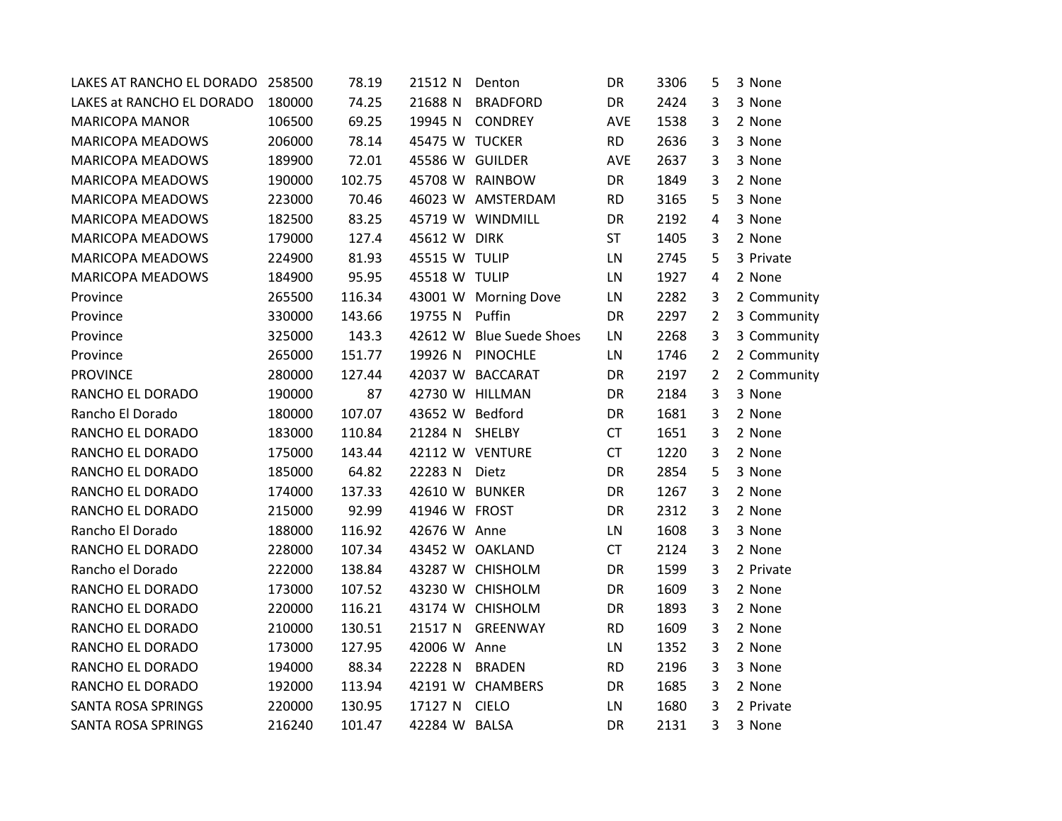| | | | | | | | | | | |
|---|---|---|---|---|---|---|---|---|---|---|
| LAKES AT RANCHO EL DORADO | 258500 | 78.19 | 21512 | N | Denton | DR | 3306 | 5 | 3 | None |
| LAKES at RANCHO EL DORADO | 180000 | 74.25 | 21688 | N | BRADFORD | DR | 2424 | 3 | 3 | None |
| MARICOPA MANOR | 106500 | 69.25 | 19945 | N | CONDREY | AVE | 1538 | 3 | 2 | None |
| MARICOPA MEADOWS | 206000 | 78.14 | 45475 | W | TUCKER | RD | 2636 | 3 | 3 | None |
| MARICOPA MEADOWS | 189900 | 72.01 | 45586 | W | GUILDER | AVE | 2637 | 3 | 3 | None |
| MARICOPA MEADOWS | 190000 | 102.75 | 45708 | W | RAINBOW | DR | 1849 | 3 | 2 | None |
| MARICOPA MEADOWS | 223000 | 70.46 | 46023 | W | AMSTERDAM | RD | 3165 | 5 | 3 | None |
| MARICOPA MEADOWS | 182500 | 83.25 | 45719 | W | WINDMILL | DR | 2192 | 4 | 3 | None |
| MARICOPA MEADOWS | 179000 | 127.4 | 45612 | W | DIRK | ST | 1405 | 3 | 2 | None |
| MARICOPA MEADOWS | 224900 | 81.93 | 45515 | W | TULIP | LN | 2745 | 5 | 3 | Private |
| MARICOPA MEADOWS | 184900 | 95.95 | 45518 | W | TULIP | LN | 1927 | 4 | 2 | None |
| Province | 265500 | 116.34 | 43001 | W | Morning Dove | LN | 2282 | 3 | 2 | Community |
| Province | 330000 | 143.66 | 19755 | N | Puffin | DR | 2297 | 2 | 3 | Community |
| Province | 325000 | 143.3 | 42612 | W | Blue Suede Shoes | LN | 2268 | 3 | 3 | Community |
| Province | 265000 | 151.77 | 19926 | N | PINOCHLE | LN | 1746 | 2 | 2 | Community |
| PROVINCE | 280000 | 127.44 | 42037 | W | BACCARAT | DR | 2197 | 2 | 2 | Community |
| RANCHO EL DORADO | 190000 | 87 | 42730 | W | HILLMAN | DR | 2184 | 3 | 3 | None |
| Rancho El Dorado | 180000 | 107.07 | 43652 | W | Bedford | DR | 1681 | 3 | 2 | None |
| RANCHO EL DORADO | 183000 | 110.84 | 21284 | N | SHELBY | CT | 1651 | 3 | 2 | None |
| RANCHO EL DORADO | 175000 | 143.44 | 42112 | W | VENTURE | CT | 1220 | 3 | 2 | None |
| RANCHO EL DORADO | 185000 | 64.82 | 22283 | N | Dietz | DR | 2854 | 5 | 3 | None |
| RANCHO EL DORADO | 174000 | 137.33 | 42610 | W | BUNKER | DR | 1267 | 3 | 2 | None |
| RANCHO EL DORADO | 215000 | 92.99 | 41946 | W | FROST | DR | 2312 | 3 | 2 | None |
| Rancho El Dorado | 188000 | 116.92 | 42676 | W | Anne | LN | 1608 | 3 | 3 | None |
| RANCHO EL DORADO | 228000 | 107.34 | 43452 | W | OAKLAND | CT | 2124 | 3 | 2 | None |
| Rancho el Dorado | 222000 | 138.84 | 43287 | W | CHISHOLM | DR | 1599 | 3 | 2 | Private |
| RANCHO EL DORADO | 173000 | 107.52 | 43230 | W | CHISHOLM | DR | 1609 | 3 | 2 | None |
| RANCHO EL DORADO | 220000 | 116.21 | 43174 | W | CHISHOLM | DR | 1893 | 3 | 2 | None |
| RANCHO EL DORADO | 210000 | 130.51 | 21517 | N | GREENWAY | RD | 1609 | 3 | 2 | None |
| RANCHO EL DORADO | 173000 | 127.95 | 42006 | W | Anne | LN | 1352 | 3 | 2 | None |
| RANCHO EL DORADO | 194000 | 88.34 | 22228 | N | BRADEN | RD | 2196 | 3 | 3 | None |
| RANCHO EL DORADO | 192000 | 113.94 | 42191 | W | CHAMBERS | DR | 1685 | 3 | 2 | None |
| SANTA ROSA SPRINGS | 220000 | 130.95 | 17127 | N | CIELO | LN | 1680 | 3 | 2 | Private |
| SANTA ROSA SPRINGS | 216240 | 101.47 | 42284 | W | BALSA | DR | 2131 | 3 | 3 | None |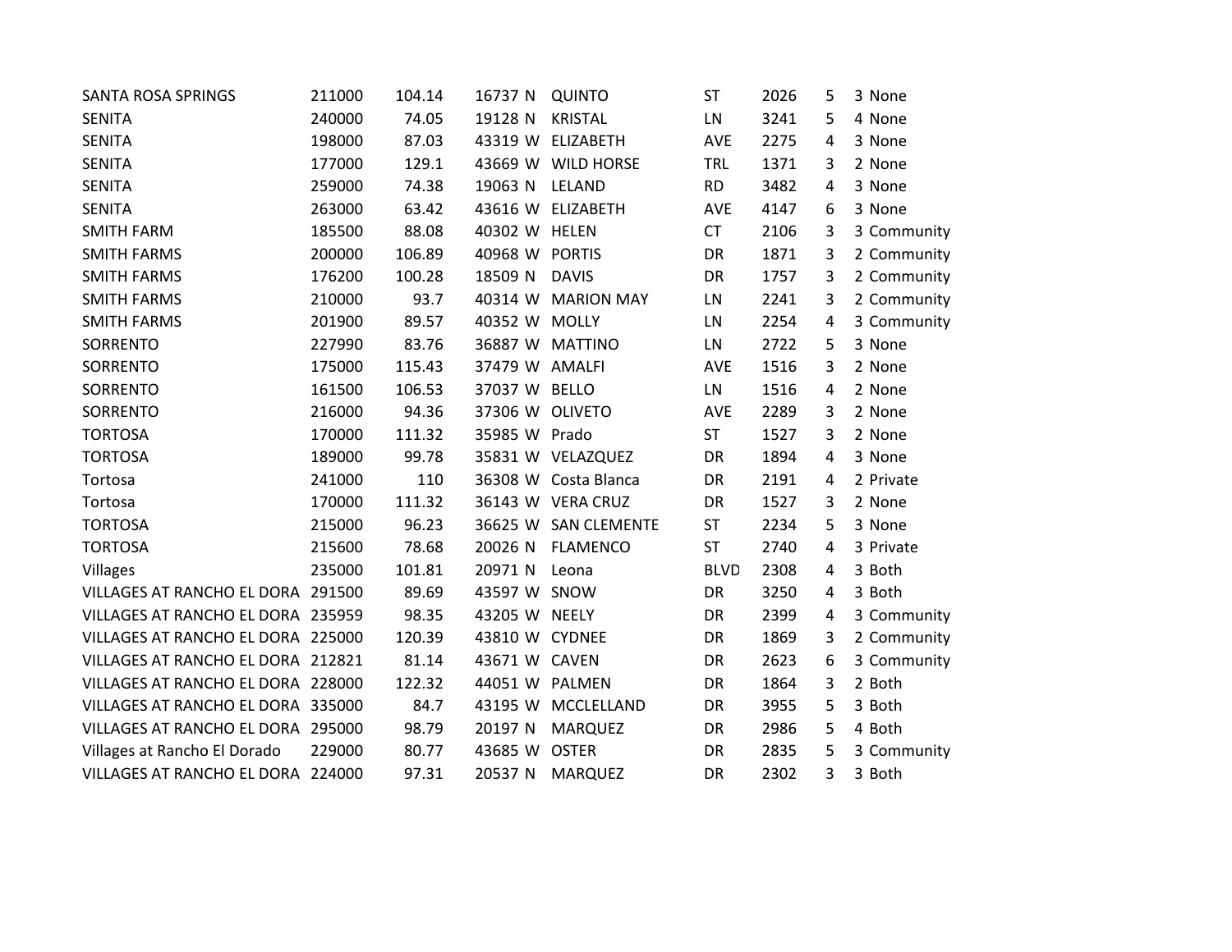| | | | | | | | | | | |
|---|---|---|---|---|---|---|---|---|---|---|
| SANTA ROSA SPRINGS | 211000 | 104.14 | 16737 | N | QUINTO | ST | 2026 | 5 | 3 | None |
| SENITA | 240000 | 74.05 | 19128 | N | KRISTAL | LN | 3241 | 5 | 4 | None |
| SENITA | 198000 | 87.03 | 43319 | W | ELIZABETH | AVE | 2275 | 4 | 3 | None |
| SENITA | 177000 | 129.1 | 43669 | W | WILD HORSE | TRL | 1371 | 3 | 2 | None |
| SENITA | 259000 | 74.38 | 19063 | N | LELAND | RD | 3482 | 4 | 3 | None |
| SENITA | 263000 | 63.42 | 43616 | W | ELIZABETH | AVE | 4147 | 6 | 3 | None |
| SMITH FARM | 185500 | 88.08 | 40302 | W | HELEN | CT | 2106 | 3 | 3 | Community |
| SMITH FARMS | 200000 | 106.89 | 40968 | W | PORTIS | DR | 1871 | 3 | 2 | Community |
| SMITH FARMS | 176200 | 100.28 | 18509 | N | DAVIS | DR | 1757 | 3 | 2 | Community |
| SMITH FARMS | 210000 | 93.7 | 40314 | W | MARION MAY | LN | 2241 | 3 | 2 | Community |
| SMITH FARMS | 201900 | 89.57 | 40352 | W | MOLLY | LN | 2254 | 4 | 3 | Community |
| SORRENTO | 227990 | 83.76 | 36887 | W | MATTINO | LN | 2722 | 5 | 3 | None |
| SORRENTO | 175000 | 115.43 | 37479 | W | AMALFI | AVE | 1516 | 3 | 2 | None |
| SORRENTO | 161500 | 106.53 | 37037 | W | BELLO | LN | 1516 | 4 | 2 | None |
| SORRENTO | 216000 | 94.36 | 37306 | W | OLIVETO | AVE | 2289 | 3 | 2 | None |
| TORTOSA | 170000 | 111.32 | 35985 | W | Prado | ST | 1527 | 3 | 2 | None |
| TORTOSA | 189000 | 99.78 | 35831 | W | VELAZQUEZ | DR | 1894 | 4 | 3 | None |
| Tortosa | 241000 | 110 | 36308 | W | Costa Blanca | DR | 2191 | 4 | 2 | Private |
| Tortosa | 170000 | 111.32 | 36143 | W | VERA CRUZ | DR | 1527 | 3 | 2 | None |
| TORTOSA | 215000 | 96.23 | 36625 | W | SAN CLEMENTE | ST | 2234 | 5 | 3 | None |
| TORTOSA | 215600 | 78.68 | 20026 | N | FLAMENCO | ST | 2740 | 4 | 3 | Private |
| Villages | 235000 | 101.81 | 20971 | N | Leona | BLVD | 2308 | 4 | 3 | Both |
| VILLAGES AT RANCHO EL DORA | 291500 | 89.69 | 43597 | W | SNOW | DR | 3250 | 4 | 3 | Both |
| VILLAGES AT RANCHO EL DORA | 235959 | 98.35 | 43205 | W | NEELY | DR | 2399 | 4 | 3 | Community |
| VILLAGES AT RANCHO EL DORA | 225000 | 120.39 | 43810 | W | CYDNEE | DR | 1869 | 3 | 2 | Community |
| VILLAGES AT RANCHO EL DORA | 212821 | 81.14 | 43671 | W | CAVEN | DR | 2623 | 6 | 3 | Community |
| VILLAGES AT RANCHO EL DORA | 228000 | 122.32 | 44051 | W | PALMEN | DR | 1864 | 3 | 2 | Both |
| VILLAGES AT RANCHO EL DORA | 335000 | 84.7 | 43195 | W | MCCLELLAND | DR | 3955 | 5 | 3 | Both |
| VILLAGES AT RANCHO EL DORA | 295000 | 98.79 | 20197 | N | MARQUEZ | DR | 2986 | 5 | 4 | Both |
| Villages at Rancho El Dorado | 229000 | 80.77 | 43685 | W | OSTER | DR | 2835 | 5 | 3 | Community |
| VILLAGES AT RANCHO EL DORA | 224000 | 97.31 | 20537 | N | MARQUEZ | DR | 2302 | 3 | 3 | Both |